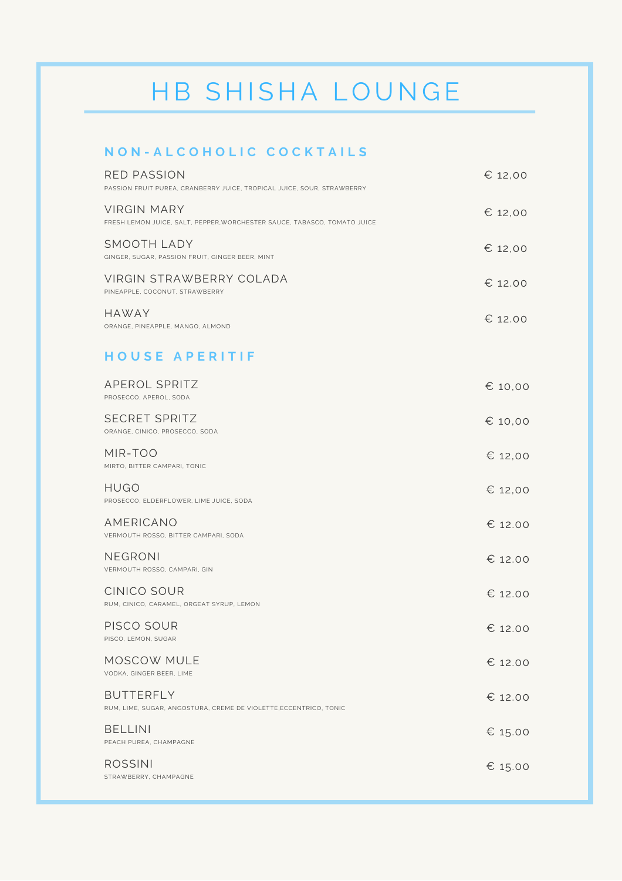# HB SHISHA LOUNGE

## NON-ALCOHOLIC COCKTAILS

**RED PASSION** — € 12,00
PASSION FRUIT PUREA, CRANBERRY JUICE, TROPICAL JUICE, SOUR, STRAWBERRY

**VIRGIN MARY** — € 12,00
FRESH LEMON JUICE, SALT, PEPPER,WORCHESTER SAUCE, TABASCO, TOMATO JUICE

**SMOOTH LADY** — € 12,00
GINGER, SUGAR, PASSION FRUIT, GINGER BEER, MINT

**VIRGIN STRAWBERRY COLADA** — € 12.00
PINEAPPLE, COCONUT, STRAWBERRY

**HAWAY** — € 12.00
ORANGE, PINEAPPLE, MANGO, ALMOND

## HOUSE APERITIF

**APEROL SPRITZ** — € 10,00
PROSECCO, APEROL, SODA

**SECRET SPRITZ** — € 10,00
ORANGE, CINICO, PROSECCO, SODA

**MIR-TOO** — € 12,00
MIRTO, BITTER CAMPARI, TONIC

**HUGO** — € 12,00
PROSECCO, ELDERFLOWER, LIME JUICE, SODA

**AMERICANO** — € 12.00
VERMOUTH ROSSO, BITTER CAMPARI, SODA

**NEGRONI** — € 12.00
VERMOUTH ROSSO, CAMPARI, GIN

**CINICO SOUR** — € 12.00
RUM, CINICO, CARAMEL, ORGEAT SYRUP, LEMON

**PISCO SOUR** — € 12.00
PISCO, LEMON, SUGAR

**MOSCOW MULE** — € 12.00
VODKA, GINGER BEER, LIME

**BUTTERFLY** — € 12.00
RUM, LIME, SUGAR, ANGOSTURA, CREME DE VIOLETTE,ECCENTRICO, TONIC

**BELLINI** — € 15.00
PEACH PUREA, CHAMPAGNE

**ROSSINI** — € 15.00
STRAWBERRY, CHAMPAGNE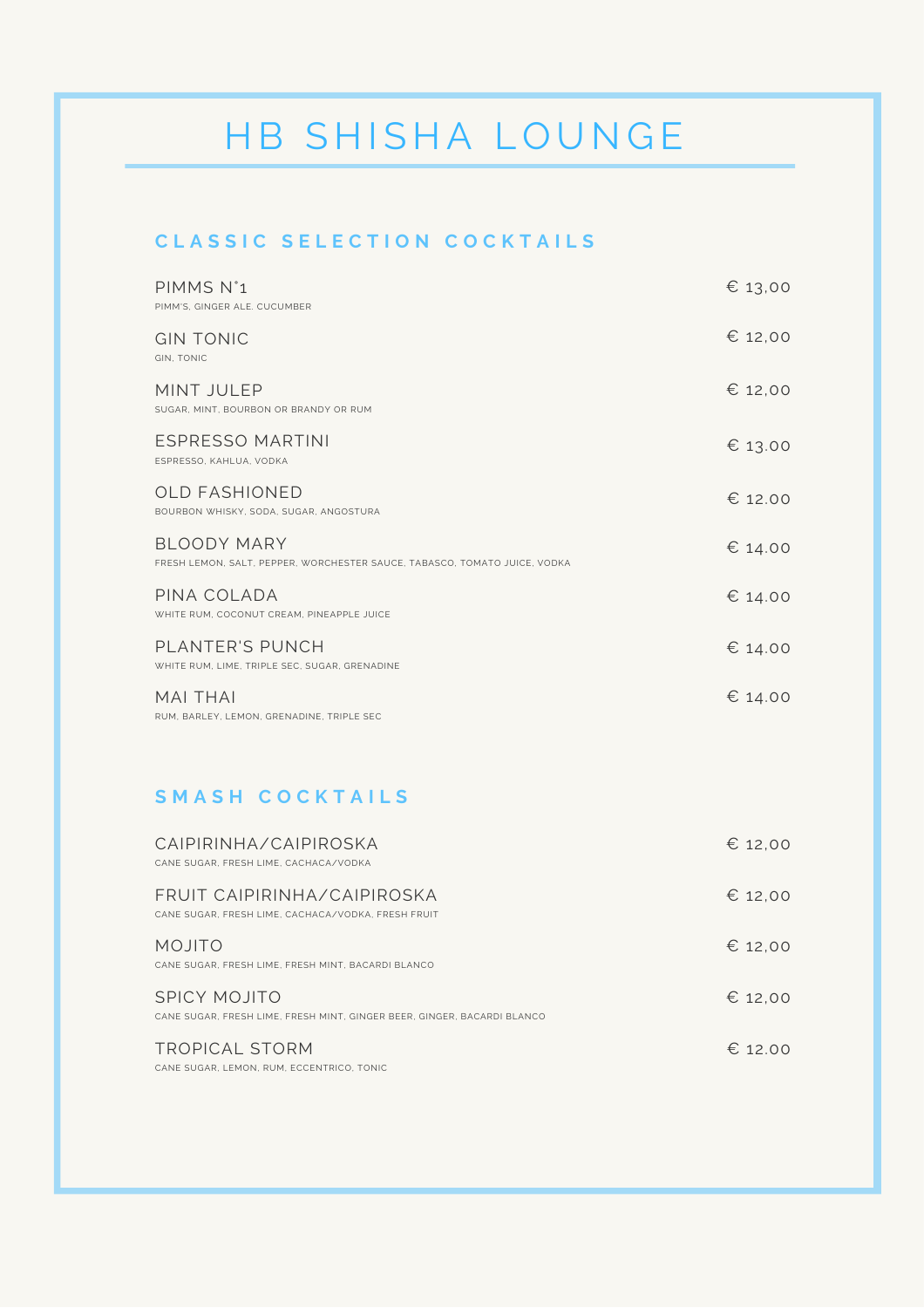# HB SHISHA LOUNGE

## CLASSIC SELECTION COCKTAILS

PIMMS N°1 — € 13,00
PIMM'S, GINGER ALE, CUCUMBER

GIN TONIC — € 12,00
GIN, TONIC

MINT JULEP — € 12,00
SUGAR, MINT, BOURBON OR BRANDY OR RUM

ESPRESSO MARTINI — € 13.00
ESPRESSO, KAHLUA, VODKA

OLD FASHIONED — € 12.00
BOURBON WHISKY, SODA, SUGAR, ANGOSTURA

BLOODY MARY — € 14.00
FRESH LEMON, SALT, PEPPER, WORCHESTER SAUCE, TABASCO, TOMATO JUICE, VODKA

PINA COLADA — € 14.00
WHITE RUM, COCONUT CREAM, PINEAPPLE JUICE

PLANTER'S PUNCH — € 14.00
WHITE RUM, LIME, TRIPLE SEC, SUGAR, GRENADINE

MAI THAI — € 14.00
RUM, BARLEY, LEMON, GRENADINE, TRIPLE SEC

## SMASH COCKTAILS

CAIPIRINHA/CAIPIROSKA — € 12,00
CANE SUGAR, FRESH LIME, CACHACA/VODKA

FRUIT CAIPIRINHA/CAIPIROSKA — € 12,00
CANE SUGAR, FRESH LIME, CACHACA/VODKA, FRESH FRUIT

MOJITO — € 12,00
CANE SUGAR, FRESH LIME, FRESH MINT, BACARDI BLANCO

SPICY MOJITO — € 12,00
CANE SUGAR, FRESH LIME, FRESH MINT, GINGER BEER, GINGER, BACARDI BLANCO

TROPICAL STORM — € 12.00
CANE SUGAR, LEMON, RUM, ECCENTRICO, TONIC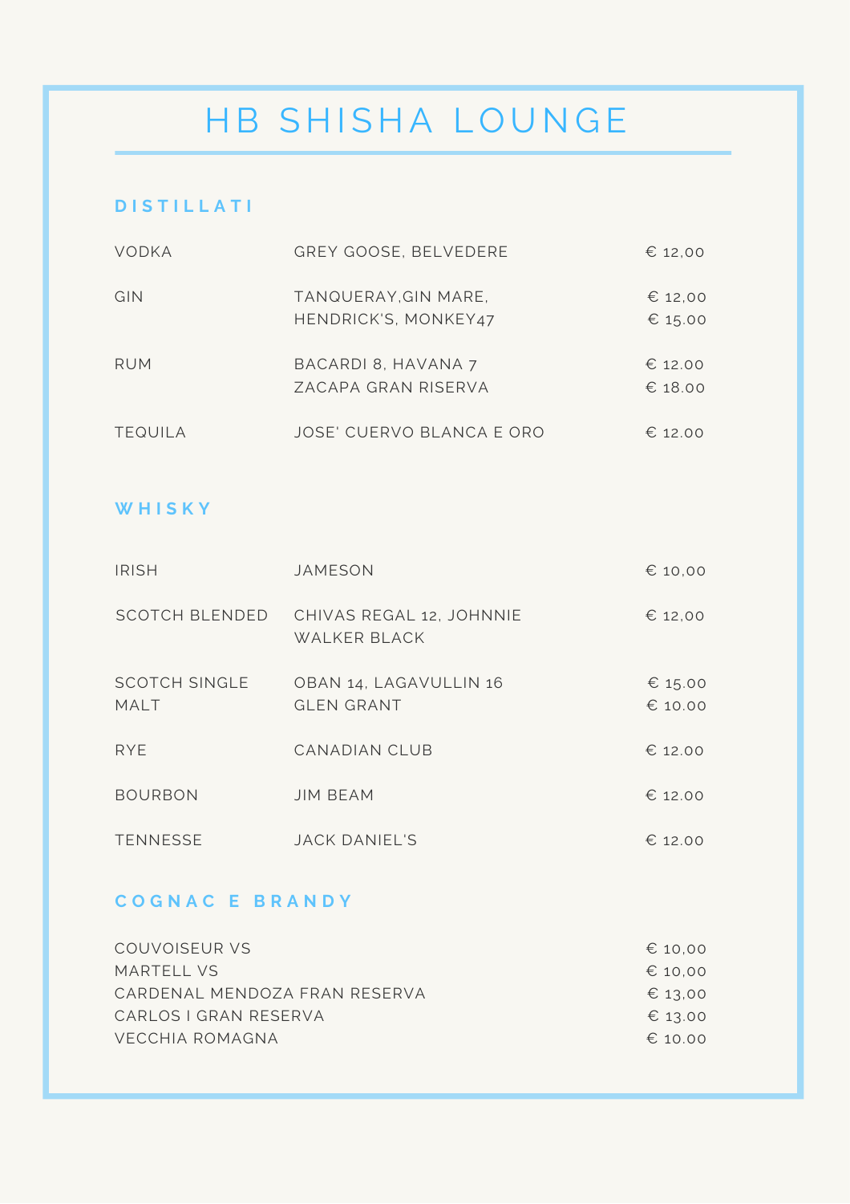# HB SHISHA LOUNGE

## DISTILLATI

| | | |
|---|---|---|
| VODKA | GREY GOOSE, BELVEDERE | € 12,00 |
| GIN | TANQUERAY,GIN MARE, | € 12,00 |
| | HENDRICK'S, MONKEY47 | € 15.00 |
| RUM | BACARDI 8, HAVANA 7 | € 12.00 |
| | ZACAPA GRAN RISERVA | € 18.00 |
| TEQUILA | JOSE' CUERVO BLANCA E ORO | € 12.00 |

## WHISKY

| | | |
|---|---|---|
| IRISH | JAMESON | € 10,00 |
| SCOTCH BLENDED | CHIVAS REGAL 12, JOHNNIE WALKER BLACK | € 12,00 |
| SCOTCH SINGLE MALT | OBAN 14, LAGAVULLIN 16 | € 15.00 |
| | GLEN GRANT | € 10.00 |
| RYE | CANADIAN CLUB | € 12.00 |
| BOURBON | JIM BEAM | € 12.00 |
| TENNESSE | JACK DANIEL'S | € 12.00 |

## COGNAC E BRANDY

| | |
|---|---|
| COUVOISEUR VS | € 10,00 |
| MARTELL VS | € 10,00 |
| CARDENAL MENDOZA FRAN RESERVA | € 13,00 |
| CARLOS I GRAN RESERVA | € 13.00 |
| VECCHIA ROMAGNA | € 10.00 |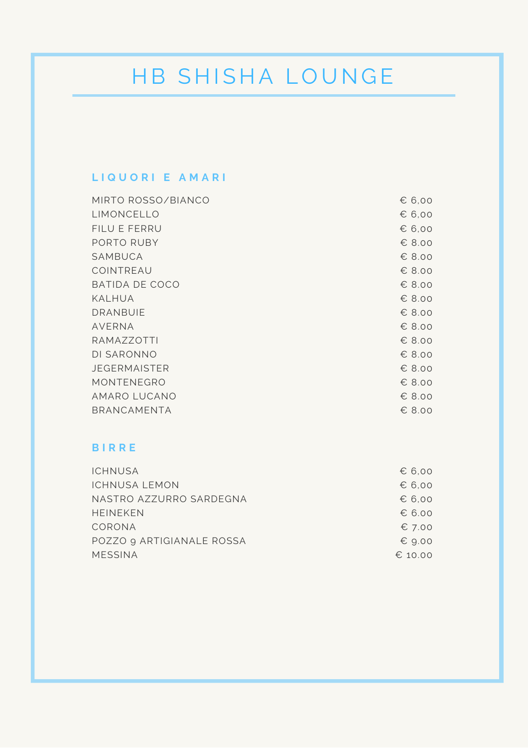# HB SHISHA LOUNGE

## LIQUORI E AMARI

| | |
|---|---|
| MIRTO ROSSO/BIANCO | € 6,00 |
| LIMONCELLO | € 6,00 |
| FILU E FERRU | € 6,00 |
| PORTO RUBY | € 8.00 |
| SAMBUCA | € 8.00 |
| COINTREAU | € 8.00 |
| BATIDA DE COCO | € 8.00 |
| KALHUA | € 8.00 |
| DRANBUIE | € 8.00 |
| AVERNA | € 8.00 |
| RAMAZZOTTI | € 8.00 |
| DI SARONNO | € 8.00 |
| JEGERMAISTER | € 8.00 |
| MONTENEGRO | € 8.00 |
| AMARO LUCANO | € 8.00 |
| BRANCAMENTA | € 8.00 |

## BIRRE

| | |
|---|---|
| ICHNUSA | € 6,00 |
| ICHNUSA LEMON | € 6,00 |
| NASTRO AZZURRO SARDEGNA | € 6,00 |
| HEINEKEN | € 6.00 |
| CORONA | € 7.00 |
| POZZO 9 ARTIGIANALE ROSSA | € 9.00 |
| MESSINA | € 10.00 |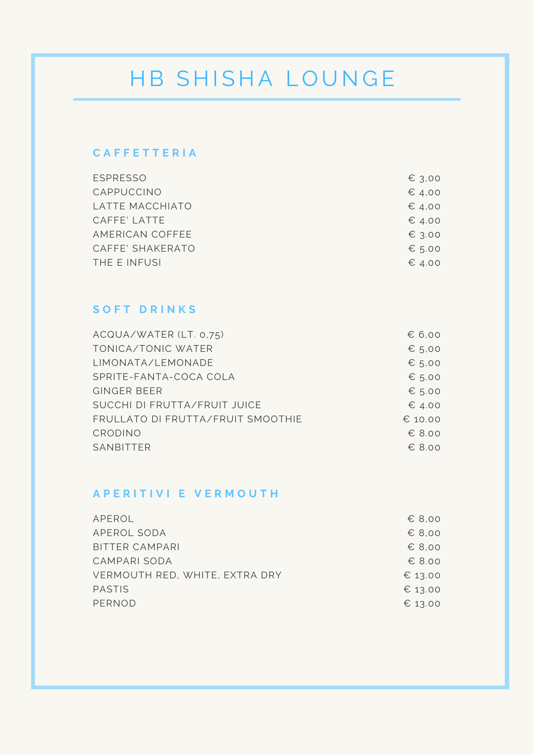# HB SHISHA LOUNGE

## CAFFETTERIA

| | |
|---|---|
| ESPRESSO | € 3,00 |
| CAPPUCCINO | € 4,00 |
| LATTE MACCHIATO | € 4,00 |
| CAFFE' LATTE | € 4.00 |
| AMERICAN COFFEE | € 3.00 |
| CAFFE' SHAKERATO | € 5.00 |
| THE E INFUSI | € 4.00 |

## SOFT DRINKS

| | |
|---|---|
| ACQUA/WATER (LT. 0,75) | € 6,00 |
| TONICA/TONIC WATER | € 5,00 |
| LIMONATA/LEMONADE | € 5,00 |
| SPRITE-FANTA-COCA COLA | € 5.00 |
| GINGER BEER | € 5.00 |
| SUCCHI DI FRUTTA/FRUIT JUICE | € 4.00 |
| FRULLATO DI FRUTTA/FRUIT SMOOTHIE | € 10.00 |
| CRODINO | € 8.00 |
| SANBITTER | € 8.00 |

## APERITIVI E VERMOUTH

| | |
|---|---|
| APEROL | € 8,00 |
| APEROL SODA | € 8,00 |
| BITTER CAMPARI | € 8,00 |
| CAMPARI SODA | € 8.00 |
| VERMOUTH RED, WHITE, EXTRA DRY | € 13.00 |
| PASTIS | € 13.00 |
| PERNOD | € 13.00 |